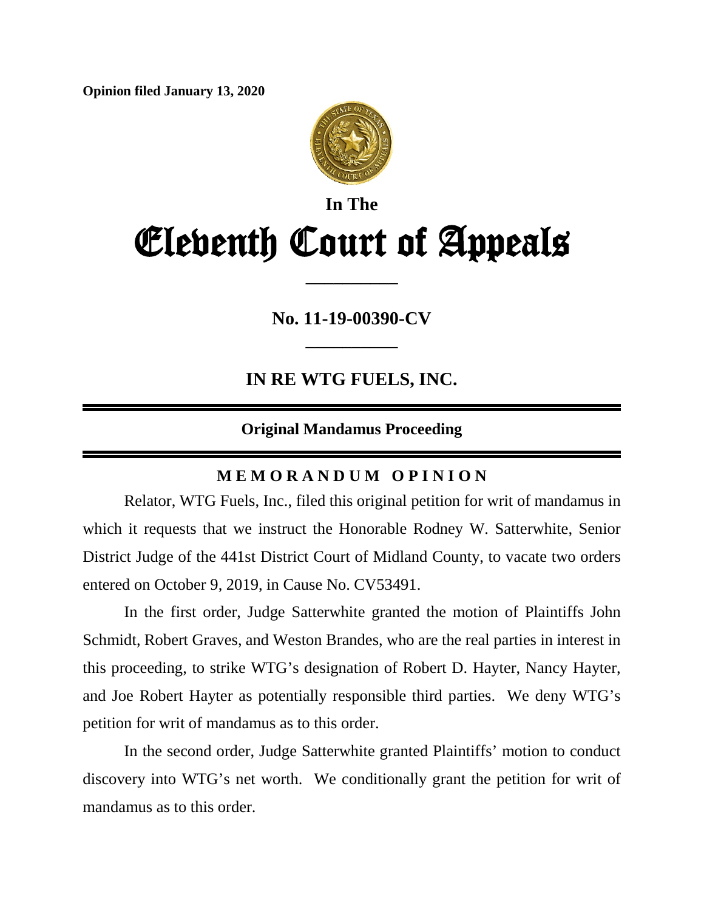**Opinion filed January 13, 2020**

**In The**

# Eleventh Court of Appeals

---

**No. 11-19-00390-CV**

---

## IN RE WTG FUELS, INC.

---

**Original Mandamus Proceeding**

---

### MEMORANDUM OPINION

Relator, WTG Fuels, Inc., filed this original petition for writ of mandamus in which it requests that we instruct the Honorable Rodney W. Satterwhite, Senior District Judge of the 441st District Court of Midland County, to vacate two orders entered on October 9, 2019, in Cause No. CV53491.

In the first order, Judge Satterwhite granted the motion of Plaintiffs John Schmidt, Robert Graves, and Weston Brandes, who are the real parties in interest in this proceeding, to strike WTG's designation of Robert D. Hayter, Nancy Hayter, and Joe Robert Hayter as potentially responsible third parties. We deny WTG's petition for writ of mandamus as to this order.

In the second order, Judge Satterwhite granted Plaintiffs' motion to conduct discovery into WTG's net worth. We conditionally grant the petition for writ of mandamus as to this order.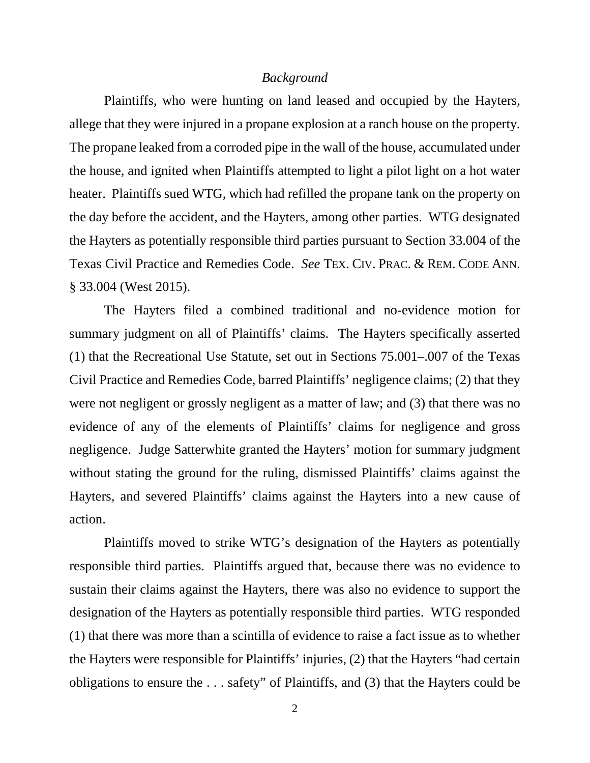*Background*

Plaintiffs, who were hunting on land leased and occupied by the Hayters, allege that they were injured in a propane explosion at a ranch house on the property. The propane leaked from a corroded pipe in the wall of the house, accumulated under the house, and ignited when Plaintiffs attempted to light a pilot light on a hot water heater. Plaintiffs sued WTG, which had refilled the propane tank on the property on the day before the accident, and the Hayters, among other parties. WTG designated the Hayters as potentially responsible third parties pursuant to Section 33.004 of the Texas Civil Practice and Remedies Code. *See* TEX. CIV. PRAC. & REM. CODE ANN. § 33.004 (West 2015).

The Hayters filed a combined traditional and no-evidence motion for summary judgment on all of Plaintiffs' claims. The Hayters specifically asserted (1) that the Recreational Use Statute, set out in Sections 75.001–.007 of the Texas Civil Practice and Remedies Code, barred Plaintiffs' negligence claims; (2) that they were not negligent or grossly negligent as a matter of law; and (3) that there was no evidence of any of the elements of Plaintiffs' claims for negligence and gross negligence. Judge Satterwhite granted the Hayters' motion for summary judgment without stating the ground for the ruling, dismissed Plaintiffs' claims against the Hayters, and severed Plaintiffs' claims against the Hayters into a new cause of action.

Plaintiffs moved to strike WTG's designation of the Hayters as potentially responsible third parties. Plaintiffs argued that, because there was no evidence to sustain their claims against the Hayters, there was also no evidence to support the designation of the Hayters as potentially responsible third parties. WTG responded (1) that there was more than a scintilla of evidence to raise a fact issue as to whether the Hayters were responsible for Plaintiffs' injuries, (2) that the Hayters "had certain obligations to ensure the . . . safety" of Plaintiffs, and (3) that the Hayters could be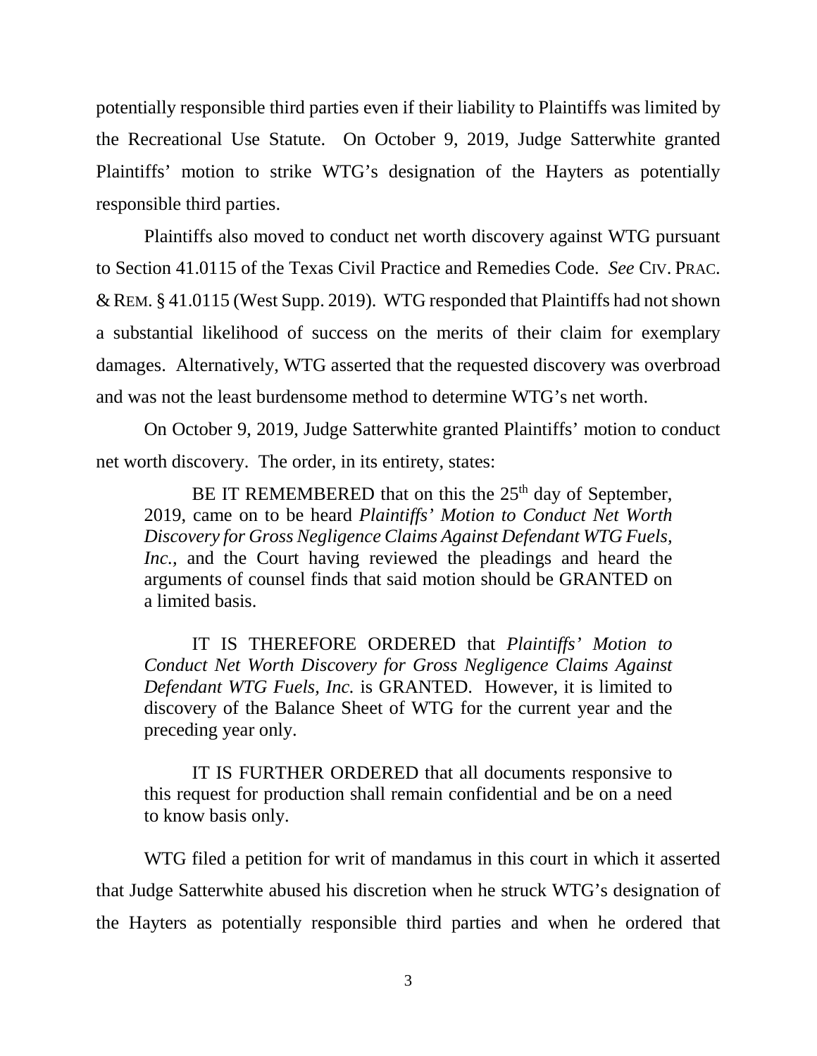potentially responsible third parties even if their liability to Plaintiffs was limited by the Recreational Use Statute. On October 9, 2019, Judge Satterwhite granted Plaintiffs' motion to strike WTG's designation of the Hayters as potentially responsible third parties.

Plaintiffs also moved to conduct net worth discovery against WTG pursuant to Section 41.0115 of the Texas Civil Practice and Remedies Code. *See* CIV. PRAC. & REM. § 41.0115 (West Supp. 2019). WTG responded that Plaintiffs had not shown a substantial likelihood of success on the merits of their claim for exemplary damages. Alternatively, WTG asserted that the requested discovery was overbroad and was not the least burdensome method to determine WTG's net worth.

On October 9, 2019, Judge Satterwhite granted Plaintiffs' motion to conduct net worth discovery. The order, in its entirety, states:

> BE IT REMEMBERED that on this the 25th day of September, 2019, came on to be heard *Plaintiffs' Motion to Conduct Net Worth Discovery for Gross Negligence Claims Against Defendant WTG Fuels, Inc.*, and the Court having reviewed the pleadings and heard the arguments of counsel finds that said motion should be GRANTED on a limited basis.
>
> IT IS THEREFORE ORDERED that *Plaintiffs' Motion to Conduct Net Worth Discovery for Gross Negligence Claims Against Defendant WTG Fuels, Inc.* is GRANTED. However, it is limited to discovery of the Balance Sheet of WTG for the current year and the preceding year only.
>
> IT IS FURTHER ORDERED that all documents responsive to this request for production shall remain confidential and be on a need to know basis only.

WTG filed a petition for writ of mandamus in this court in which it asserted that Judge Satterwhite abused his discretion when he struck WTG's designation of the Hayters as potentially responsible third parties and when he ordered that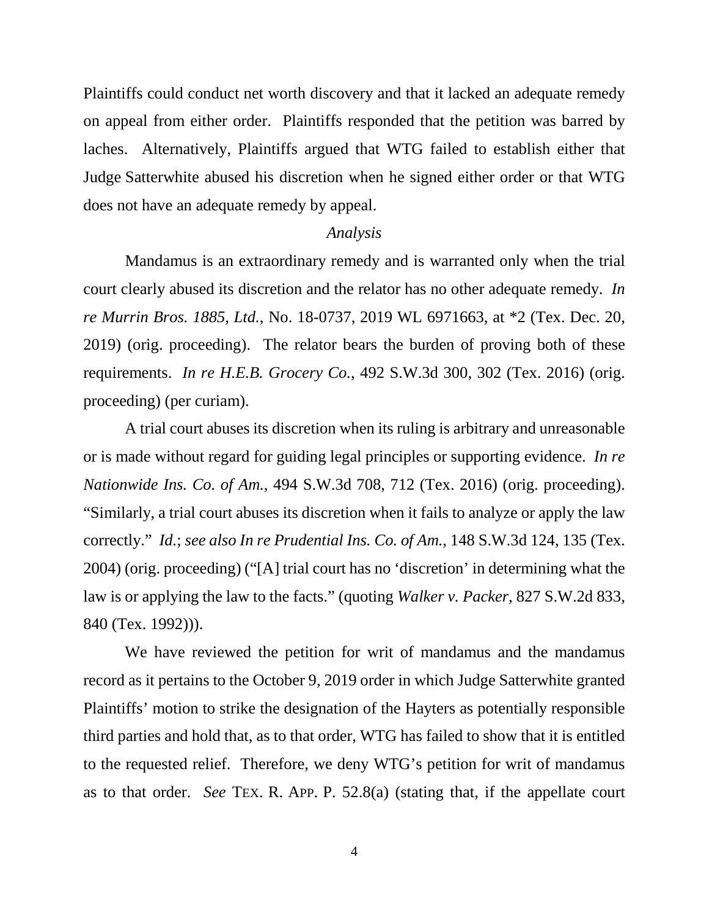Plaintiffs could conduct net worth discovery and that it lacked an adequate remedy on appeal from either order. Plaintiffs responded that the petition was barred by laches. Alternatively, Plaintiffs argued that WTG failed to establish either that Judge Satterwhite abused his discretion when he signed either order or that WTG does not have an adequate remedy by appeal.

*Analysis*

Mandamus is an extraordinary remedy and is warranted only when the trial court clearly abused its discretion and the relator has no other adequate remedy. *In re Murrin Bros. 1885, Ltd.*, No. 18-0737, 2019 WL 6971663, at *2 (Tex. Dec. 20, 2019) (orig. proceeding). The relator bears the burden of proving both of these requirements. *In re H.E.B. Grocery Co.*, 492 S.W.3d 300, 302 (Tex. 2016) (orig. proceeding) (per curiam).

A trial court abuses its discretion when its ruling is arbitrary and unreasonable or is made without regard for guiding legal principles or supporting evidence. *In re Nationwide Ins. Co. of Am.*, 494 S.W.3d 708, 712 (Tex. 2016) (orig. proceeding). "Similarly, a trial court abuses its discretion when it fails to analyze or apply the law correctly." *Id.*; *see also In re Prudential Ins. Co. of Am.*, 148 S.W.3d 124, 135 (Tex. 2004) (orig. proceeding) ("[A] trial court has no 'discretion' in determining what the law is or applying the law to the facts." (quoting *Walker v. Packer*, 827 S.W.2d 833, 840 (Tex. 1992))).

We have reviewed the petition for writ of mandamus and the mandamus record as it pertains to the October 9, 2019 order in which Judge Satterwhite granted Plaintiffs' motion to strike the designation of the Hayters as potentially responsible third parties and hold that, as to that order, WTG has failed to show that it is entitled to the requested relief. Therefore, we deny WTG's petition for writ of mandamus as to that order. *See* TEX. R. APP. P. 52.8(a) (stating that, if the appellate court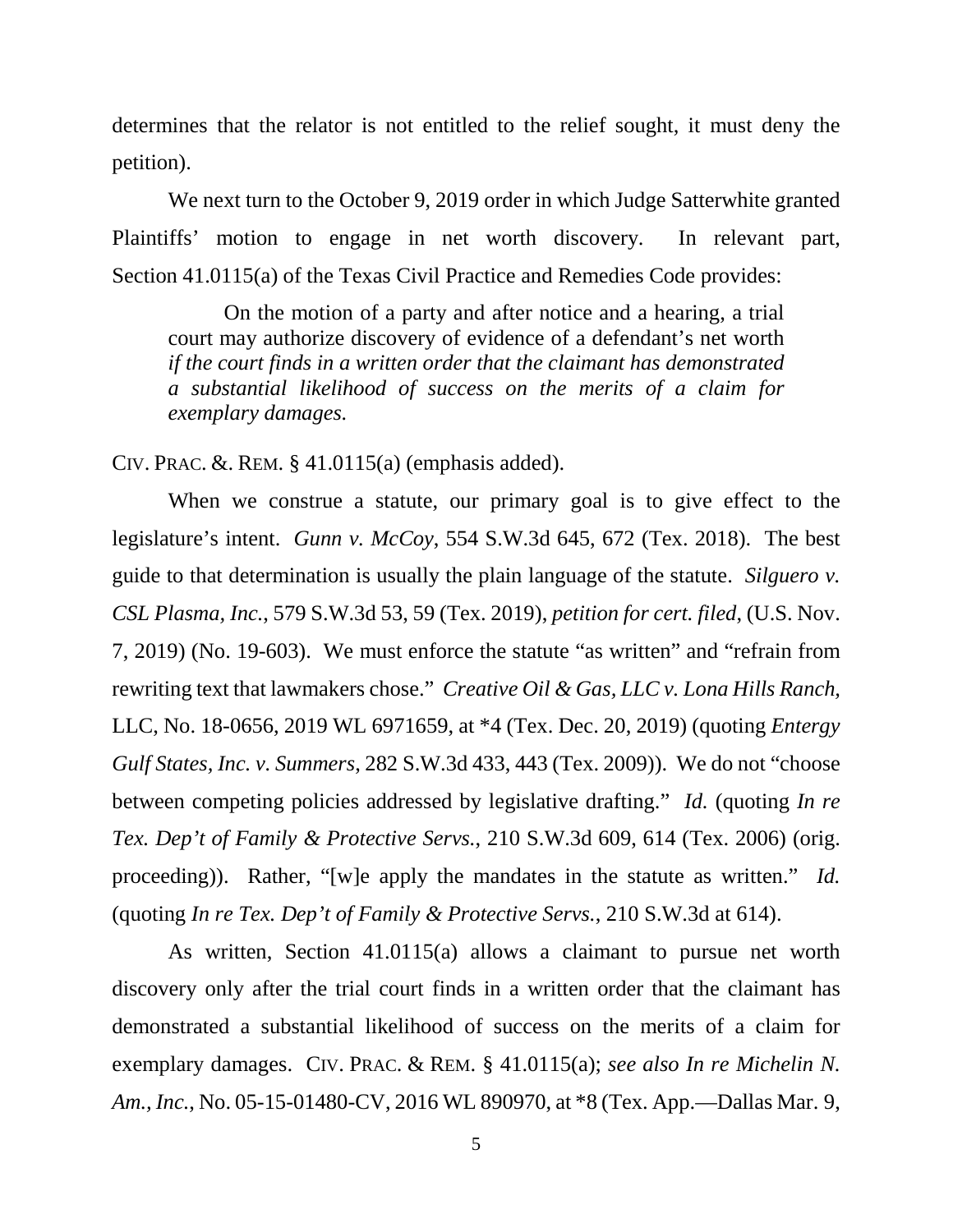determines that the relator is not entitled to the relief sought, it must deny the petition).

We next turn to the October 9, 2019 order in which Judge Satterwhite granted Plaintiffs' motion to engage in net worth discovery. In relevant part, Section 41.0115(a) of the Texas Civil Practice and Remedies Code provides:

> On the motion of a party and after notice and a hearing, a trial court may authorize discovery of evidence of a defendant's net worth *if the court finds in a written order that the claimant has demonstrated a substantial likelihood of success on the merits of a claim for exemplary damages.*

CIV. PRAC. &. REM. § 41.0115(a) (emphasis added).

When we construe a statute, our primary goal is to give effect to the legislature's intent. *Gunn v. McCoy*, 554 S.W.3d 645, 672 (Tex. 2018). The best guide to that determination is usually the plain language of the statute. *Silguero v. CSL Plasma, Inc.*, 579 S.W.3d 53, 59 (Tex. 2019), *petition for cert. filed*, (U.S. Nov. 7, 2019) (No. 19-603). We must enforce the statute "as written" and "refrain from rewriting text that lawmakers chose." *Creative Oil & Gas, LLC v. Lona Hills Ranch,* LLC, No. 18-0656, 2019 WL 6971659, at *4 (Tex. Dec. 20, 2019) (quoting *Entergy Gulf States, Inc. v. Summers*, 282 S.W.3d 433, 443 (Tex. 2009)). We do not "choose between competing policies addressed by legislative drafting." *Id.* (quoting *In re Tex. Dep't of Family & Protective Servs.*, 210 S.W.3d 609, 614 (Tex. 2006) (orig. proceeding)). Rather, "[w]e apply the mandates in the statute as written." *Id.* (quoting *In re Tex. Dep't of Family & Protective Servs.*, 210 S.W.3d at 614).

As written, Section 41.0115(a) allows a claimant to pursue net worth discovery only after the trial court finds in a written order that the claimant has demonstrated a substantial likelihood of success on the merits of a claim for exemplary damages. CIV. PRAC. & REM. § 41.0115(a); *see also In re Michelin N. Am., Inc.*, No. 05-15-01480-CV, 2016 WL 890970, at *8 (Tex. App.—Dallas Mar. 9,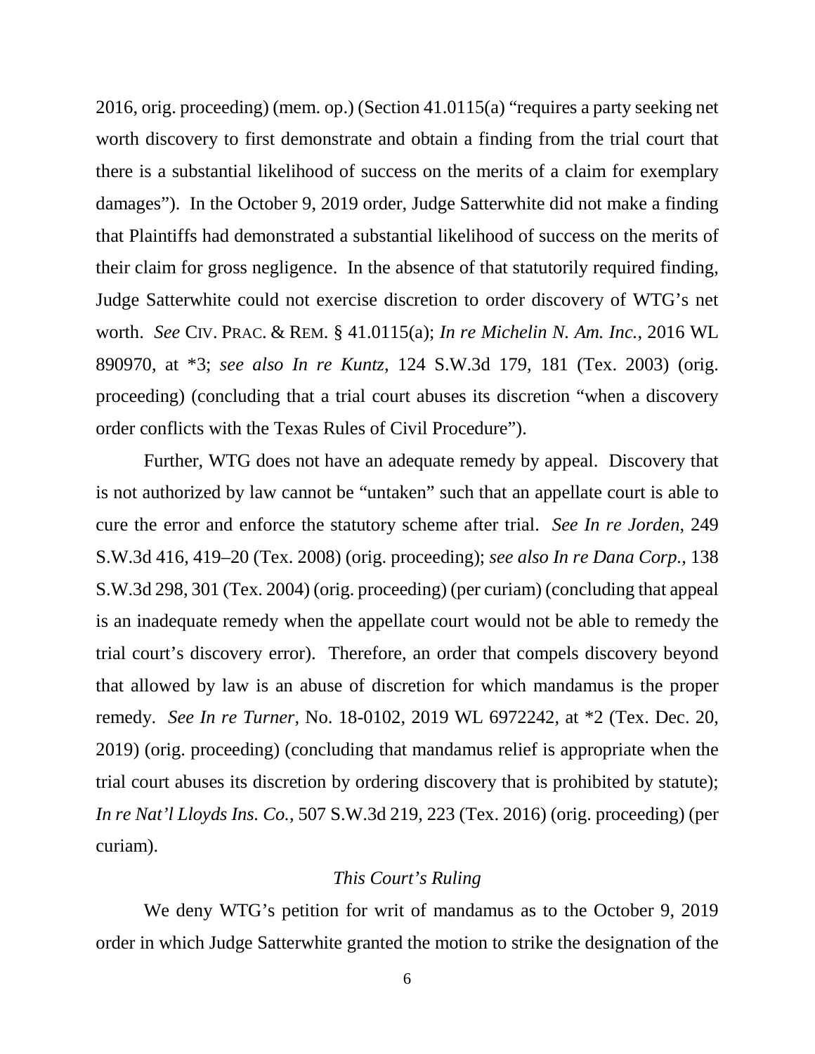2016, orig. proceeding) (mem. op.) (Section 41.0115(a) "requires a party seeking net worth discovery to first demonstrate and obtain a finding from the trial court that there is a substantial likelihood of success on the merits of a claim for exemplary damages"). In the October 9, 2019 order, Judge Satterwhite did not make a finding that Plaintiffs had demonstrated a substantial likelihood of success on the merits of their claim for gross negligence. In the absence of that statutorily required finding, Judge Satterwhite could not exercise discretion to order discovery of WTG's net worth. *See* CIV. PRAC. & REM. § 41.0115(a); *In re Michelin N. Am. Inc.*, 2016 WL 890970, at *3; *see also In re Kuntz*, 124 S.W.3d 179, 181 (Tex. 2003) (orig. proceeding) (concluding that a trial court abuses its discretion "when a discovery order conflicts with the Texas Rules of Civil Procedure").

Further, WTG does not have an adequate remedy by appeal. Discovery that is not authorized by law cannot be "untaken" such that an appellate court is able to cure the error and enforce the statutory scheme after trial. *See In re Jorden*, 249 S.W.3d 416, 419–20 (Tex. 2008) (orig. proceeding); *see also In re Dana Corp.*, 138 S.W.3d 298, 301 (Tex. 2004) (orig. proceeding) (per curiam) (concluding that appeal is an inadequate remedy when the appellate court would not be able to remedy the trial court's discovery error). Therefore, an order that compels discovery beyond that allowed by law is an abuse of discretion for which mandamus is the proper remedy. *See In re Turner*, No. 18-0102, 2019 WL 6972242, at *2 (Tex. Dec. 20, 2019) (orig. proceeding) (concluding that mandamus relief is appropriate when the trial court abuses its discretion by ordering discovery that is prohibited by statute); *In re Nat'l Lloyds Ins. Co.*, 507 S.W.3d 219, 223 (Tex. 2016) (orig. proceeding) (per curiam).

*This Court's Ruling*

We deny WTG's petition for writ of mandamus as to the October 9, 2019 order in which Judge Satterwhite granted the motion to strike the designation of the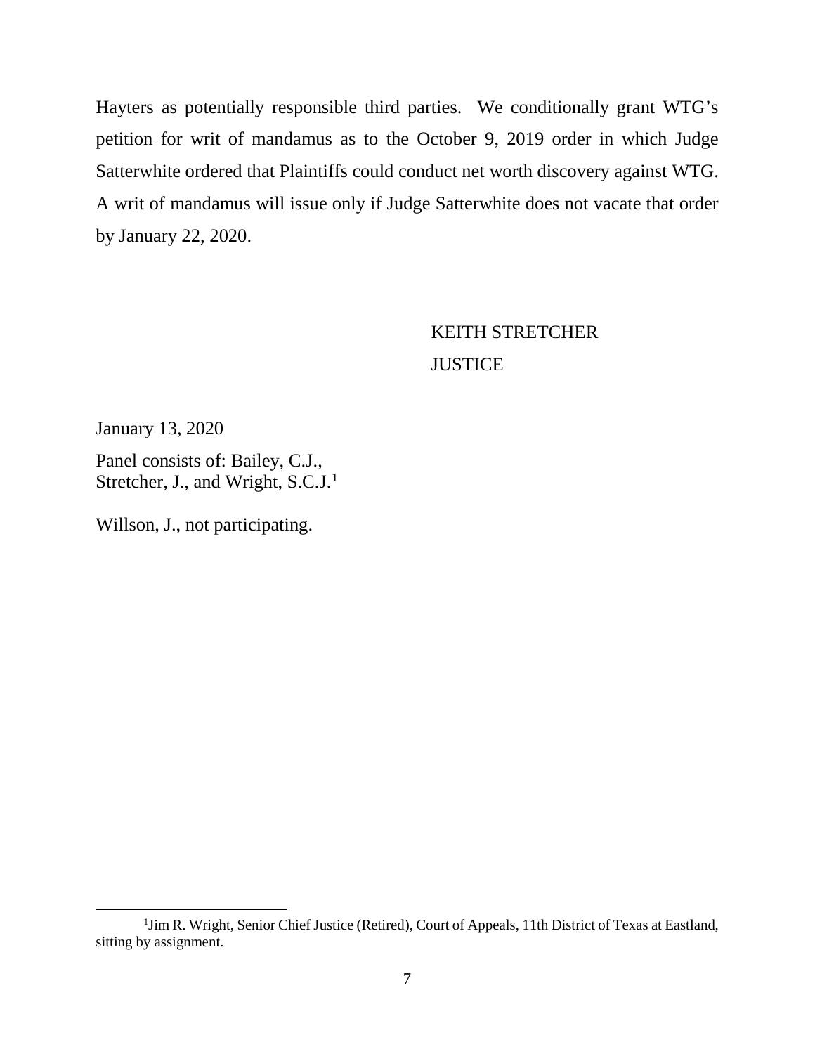Hayters as potentially responsible third parties. We conditionally grant WTG's petition for writ of mandamus as to the October 9, 2019 order in which Judge Satterwhite ordered that Plaintiffs could conduct net worth discovery against WTG. A writ of mandamus will issue only if Judge Satterwhite does not vacate that order by January 22, 2020.

KEITH STRETCHER
JUSTICE

January 13, 2020

Panel consists of: Bailey, C.J.,
Stretcher, J., and Wright, S.C.J.[1]

Willson, J., not participating.

---

[1]Jim R. Wright, Senior Chief Justice (Retired), Court of Appeals, 11th District of Texas at Eastland, sitting by assignment.